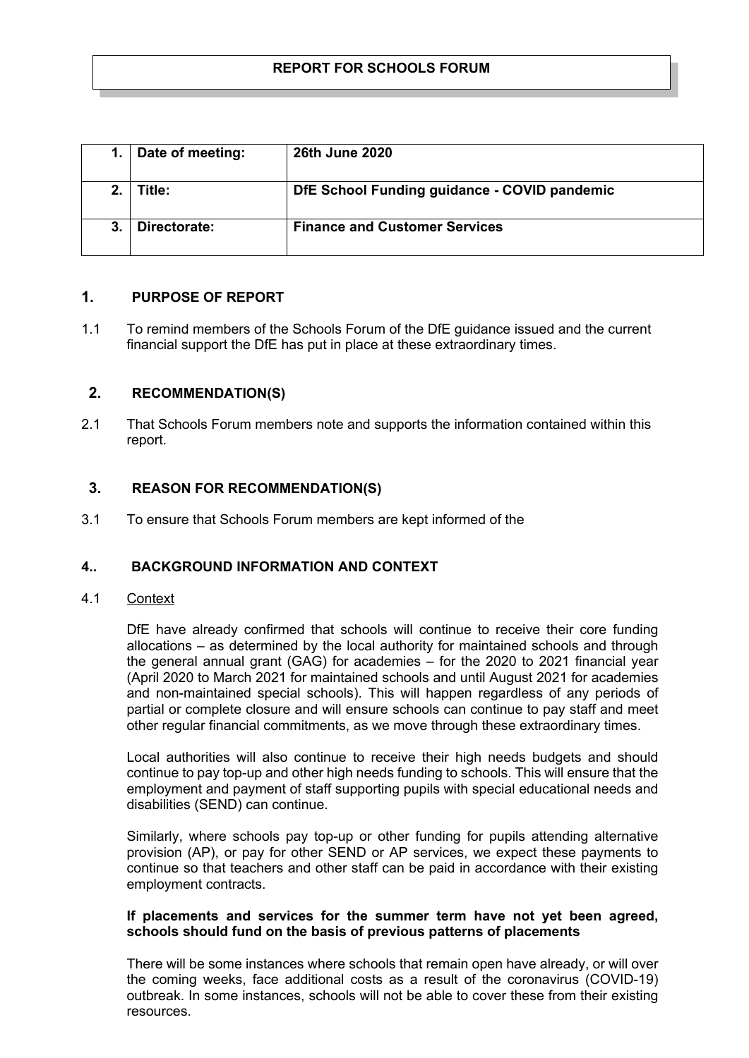**REPORT FOR SCHOOLS FORUM**

| | | |
|---|---|---|
| **1.** | **Date of meeting:** | **26th June 2020** |
| **2.** | **Title:** | **DfE School Funding guidance - COVID pandemic** |
| **3.** | **Directorate:** | **Finance and Customer Services** |

## 1. PURPOSE OF REPORT

1.1 To remind members of the Schools Forum of the DfE guidance issued and the current financial support the DfE has put in place at these extraordinary times.

## 2. RECOMMENDATION(S)

2.1 That Schools Forum members note and supports the information contained within this report.

## 3. REASON FOR RECOMMENDATION(S)

3.1 To ensure that Schools Forum members are kept informed of the

## 4.. BACKGROUND INFORMATION AND CONTEXT

4.1 Context

DfE have already confirmed that schools will continue to receive their core funding allocations – as determined by the local authority for maintained schools and through the general annual grant (GAG) for academies – for the 2020 to 2021 financial year (April 2020 to March 2021 for maintained schools and until August 2021 for academies and non-maintained special schools). This will happen regardless of any periods of partial or complete closure and will ensure schools can continue to pay staff and meet other regular financial commitments, as we move through these extraordinary times.

Local authorities will also continue to receive their high needs budgets and should continue to pay top-up and other high needs funding to schools. This will ensure that the employment and payment of staff supporting pupils with special educational needs and disabilities (SEND) can continue.

Similarly, where schools pay top-up or other funding for pupils attending alternative provision (AP), or pay for other SEND or AP services, we expect these payments to continue so that teachers and other staff can be paid in accordance with their existing employment contracts.

**If placements and services for the summer term have not yet been agreed, schools should fund on the basis of previous patterns of placements**

There will be some instances where schools that remain open have already, or will over the coming weeks, face additional costs as a result of the coronavirus (COVID-19) outbreak. In some instances, schools will not be able to cover these from their existing resources.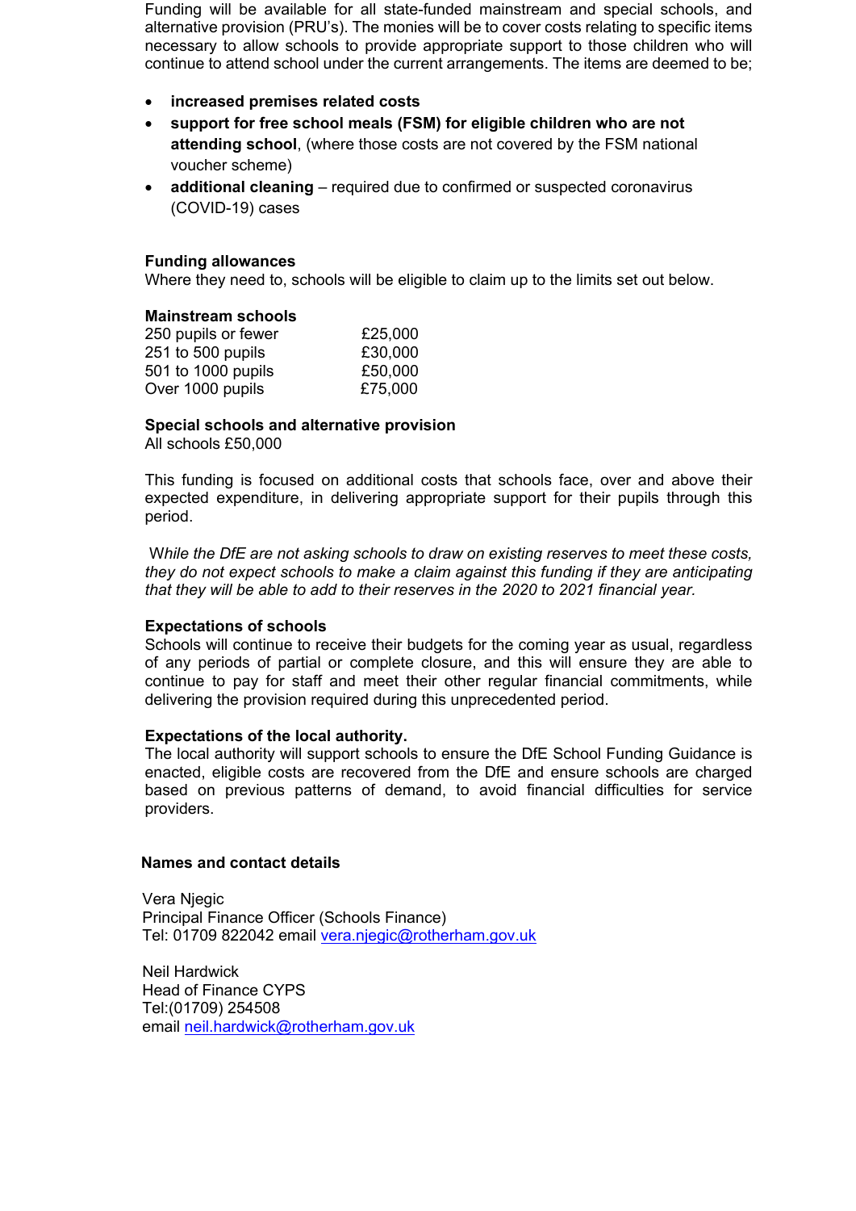Funding will be available for all state-funded mainstream and special schools, and alternative provision (PRU's). The monies will be to cover costs relating to specific items necessary to allow schools to provide appropriate support to those children who will continue to attend school under the current arrangements. The items are deemed to be;

- **increased premises related costs**
- **support for free school meals (FSM) for eligible children who are not attending school**, (where those costs are not covered by the FSM national voucher scheme)
- **additional cleaning** – required due to confirmed or suspected coronavirus (COVID-19) cases

**Funding allowances**

Where they need to, schools will be eligible to claim up to the limits set out below.

**Mainstream schools**

| | |
|---|---|
| 250 pupils or fewer | £25,000 |
| 251 to 500 pupils | £30,000 |
| 501 to 1000 pupils | £50,000 |
| Over 1000 pupils | £75,000 |

**Special schools and alternative provision**

All schools £50,000

This funding is focused on additional costs that schools face, over and above their expected expenditure, in delivering appropriate support for their pupils through this period.

*While the DfE are not asking schools to draw on existing reserves to meet these costs, they do not expect schools to make a claim against this funding if they are anticipating that they will be able to add to their reserves in the 2020 to 2021 financial year.*

**Expectations of schools**

Schools will continue to receive their budgets for the coming year as usual, regardless of any periods of partial or complete closure, and this will ensure they are able to continue to pay for staff and meet their other regular financial commitments, while delivering the provision required during this unprecedented period.

**Expectations of the local authority.**

The local authority will support schools to ensure the DfE School Funding Guidance is enacted, eligible costs are recovered from the DfE and ensure schools are charged based on previous patterns of demand, to avoid financial difficulties for service providers.

**Names and contact details**

Vera Njegic
Principal Finance Officer (Schools Finance)
Tel: 01709 822042 email vera.njegic@rotherham.gov.uk

Neil Hardwick
Head of Finance CYPS
Tel:(01709) 254508
email neil.hardwick@rotherham.gov.uk